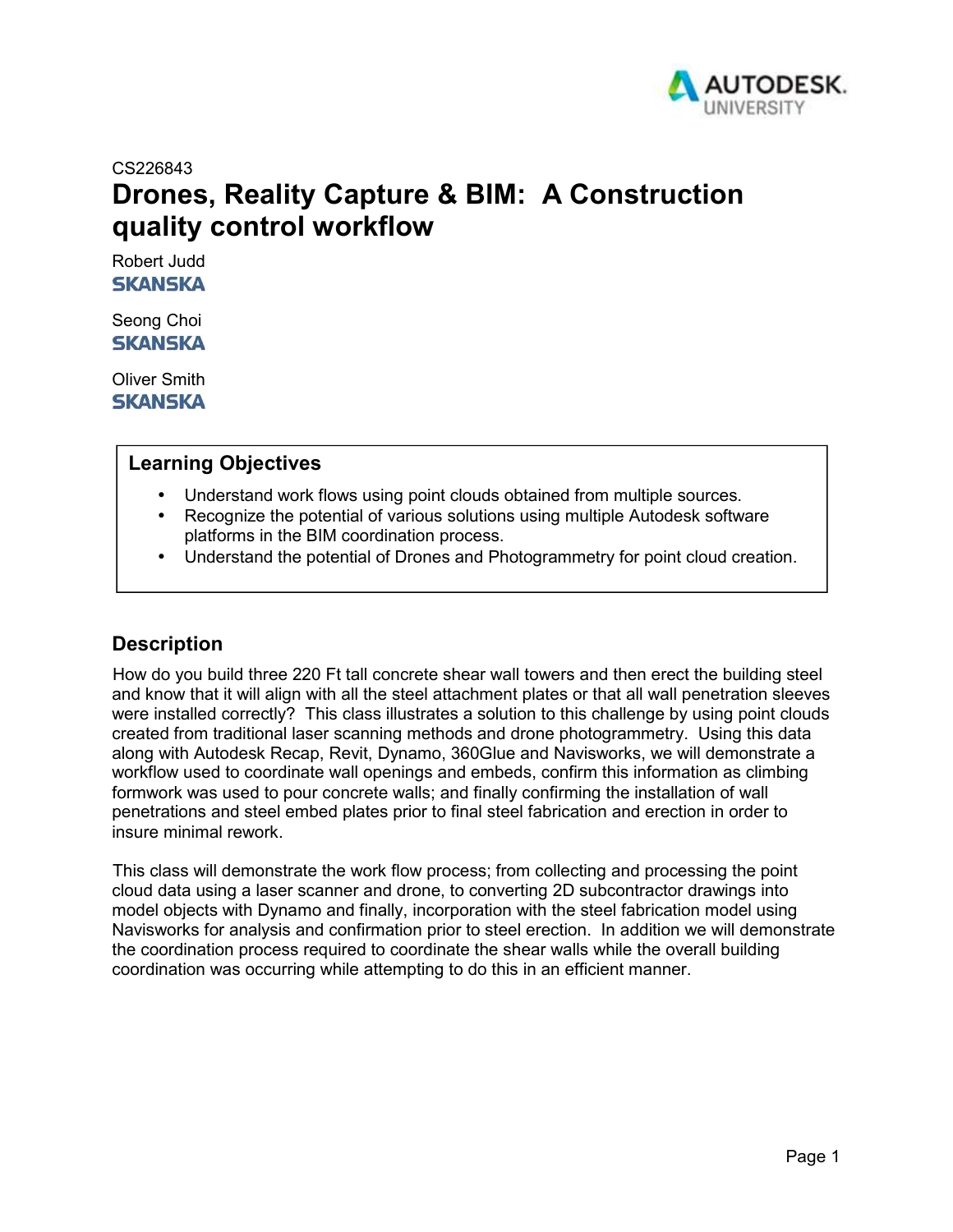CS226843

# Drones, Reality Capture & BIM: A Construction quality control workflow

Robert Judd
SKANSKA

Seong Choi
SKANSKA

Oliver Smith
SKANSKA

## Learning Objectives

- Understand work flows using point clouds obtained from multiple sources.
- Recognize the potential of various solutions using multiple Autodesk software platforms in the BIM coordination process.
- Understand the potential of Drones and Photogrammetry for point cloud creation.

## Description

How do you build three 220 Ft tall concrete shear wall towers and then erect the building steel and know that it will align with all the steel attachment plates or that all wall penetration sleeves were installed correctly? This class illustrates a solution to this challenge by using point clouds created from traditional laser scanning methods and drone photogrammetry. Using this data along with Autodesk Recap, Revit, Dynamo, 360Glue and Navisworks, we will demonstrate a workflow used to coordinate wall openings and embeds, confirm this information as climbing formwork was used to pour concrete walls; and finally confirming the installation of wall penetrations and steel embed plates prior to final steel fabrication and erection in order to insure minimal rework.

This class will demonstrate the work flow process; from collecting and processing the point cloud data using a laser scanner and drone, to converting 2D subcontractor drawings into model objects with Dynamo and finally, incorporation with the steel fabrication model using Navisworks for analysis and confirmation prior to steel erection. In addition we will demonstrate the coordination process required to coordinate the shear walls while the overall building coordination was occurring while attempting to do this in an efficient manner.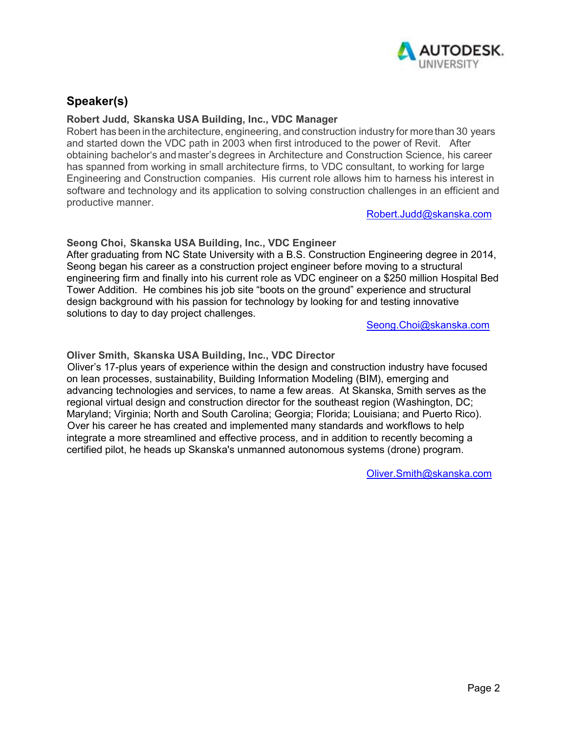## Speaker(s)

**Robert Judd, Skanska USA Building, Inc., VDC Manager**

Robert has been in the architecture, engineering, and construction industry for more than 30 years and started down the VDC path in 2003 when first introduced to the power of Revit. After obtaining bachelor's and master's degrees in Architecture and Construction Science, his career has spanned from working in small architecture firms, to VDC consultant, to working for large Engineering and Construction companies. His current role allows him to harness his interest in software and technology and its application to solving construction challenges in an efficient and productive manner.

Robert.Judd@skanska.com

**Seong Choi, Skanska USA Building, Inc., VDC Engineer**

After graduating from NC State University with a B.S. Construction Engineering degree in 2014, Seong began his career as a construction project engineer before moving to a structural engineering firm and finally into his current role as VDC engineer on a $250 million Hospital Bed Tower Addition. He combines his job site "boots on the ground" experience and structural design background with his passion for technology by looking for and testing innovative solutions to day to day project challenges.

Seong.Choi@skanska.com

**Oliver Smith, Skanska USA Building, Inc., VDC Director**

Oliver's 17-plus years of experience within the design and construction industry have focused on lean processes, sustainability, Building Information Modeling (BIM), emerging and advancing technologies and services, to name a few areas. At Skanska, Smith serves as the regional virtual design and construction director for the southeast region (Washington, DC; Maryland; Virginia; North and South Carolina; Georgia; Florida; Louisiana; and Puerto Rico). Over his career he has created and implemented many standards and workflows to help integrate a more streamlined and effective process, and in addition to recently becoming a certified pilot, he heads up Skanska's unmanned autonomous systems (drone) program.

Oliver.Smith@skanska.com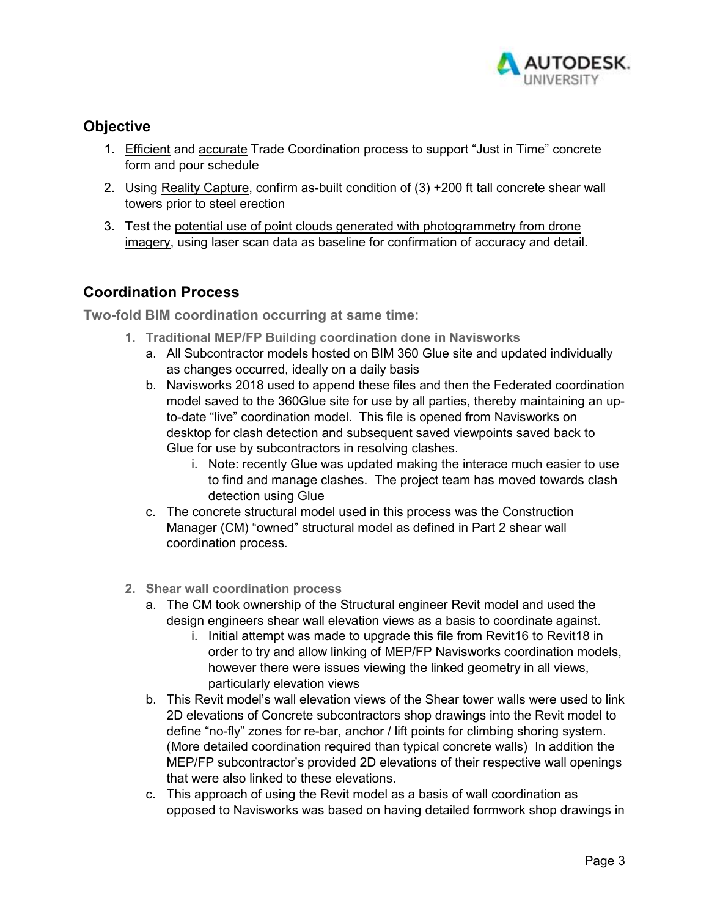## Objective

1. Efficient and accurate Trade Coordination process to support "Just in Time" concrete form and pour schedule
2. Using Reality Capture, confirm as-built condition of (3) +200 ft tall concrete shear wall towers prior to steel erection
3. Test the potential use of point clouds generated with photogrammetry from drone imagery, using laser scan data as baseline for confirmation of accuracy and detail.

## Coordination Process

### Two-fold BIM coordination occurring at same time:

1. **Traditional MEP/FP Building coordination done in Navisworks**
   a. All Subcontractor models hosted on BIM 360 Glue site and updated individually as changes occurred, ideally on a daily basis
   b. Navisworks 2018 used to append these files and then the Federated coordination model saved to the 360Glue site for use by all parties, thereby maintaining an up-to-date "live" coordination model. This file is opened from Navisworks on desktop for clash detection and subsequent saved viewpoints saved back to Glue for use by subcontractors in resolving clashes.
      i. Note: recently Glue was updated making the interace much easier to use to find and manage clashes. The project team has moved towards clash detection using Glue
   c. The concrete structural model used in this process was the Construction Manager (CM) "owned" structural model as defined in Part 2 shear wall coordination process.

2. **Shear wall coordination process**
   a. The CM took ownership of the Structural engineer Revit model and used the design engineers shear wall elevation views as a basis to coordinate against.
      i. Initial attempt was made to upgrade this file from Revit16 to Revit18 in order to try and allow linking of MEP/FP Navisworks coordination models, however there were issues viewing the linked geometry in all views, particularly elevation views
   b. This Revit model's wall elevation views of the Shear tower walls were used to link 2D elevations of Concrete subcontractors shop drawings into the Revit model to define "no-fly" zones for re-bar, anchor / lift points for climbing shoring system. (More detailed coordination required than typical concrete walls) In addition the MEP/FP subcontractor's provided 2D elevations of their respective wall openings that were also linked to these elevations.
   c. This approach of using the Revit model as a basis of wall coordination as opposed to Navisworks was based on having detailed formwork shop drawings in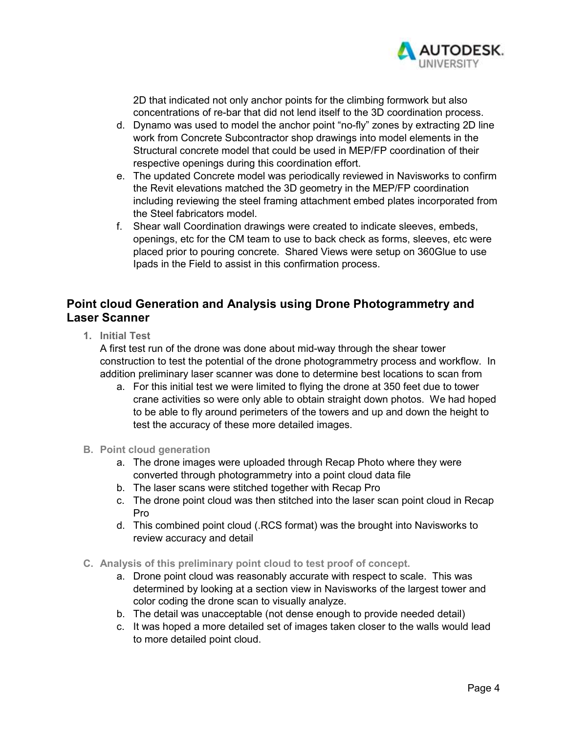2D that indicated not only anchor points for the climbing formwork but also concentrations of re-bar that did not lend itself to the 3D coordination process.

d. Dynamo was used to model the anchor point "no-fly" zones by extracting 2D line work from Concrete Subcontractor shop drawings into model elements in the Structural concrete model that could be used in MEP/FP coordination of their respective openings during this coordination effort.

e. The updated Concrete model was periodically reviewed in Navisworks to confirm the Revit elevations matched the 3D geometry in the MEP/FP coordination including reviewing the steel framing attachment embed plates incorporated from the Steel fabricators model.

f. Shear wall Coordination drawings were created to indicate sleeves, embeds, openings, etc for the CM team to use to back check as forms, sleeves, etc were placed prior to pouring concrete. Shared Views were setup on 360Glue to use Ipads in the Field to assist in this confirmation process.

## Point cloud Generation and Analysis using Drone Photogrammetry and Laser Scanner

1. **Initial Test**

   A first test run of the drone was done about mid-way through the shear tower construction to test the potential of the drone photogrammetry process and workflow. In addition preliminary laser scanner was done to determine best locations to scan from

   a. For this initial test we were limited to flying the drone at 350 feet due to tower crane activities so were only able to obtain straight down photos. We had hoped to be able to fly around perimeters of the towers and up and down the height to test the accuracy of these more detailed images.

B. **Point cloud generation**

   a. The drone images were uploaded through Recap Photo where they were converted through photogrammetry into a point cloud data file

   b. The laser scans were stitched together with Recap Pro

   c. The drone point cloud was then stitched into the laser scan point cloud in Recap Pro

   d. This combined point cloud (.RCS format) was the brought into Navisworks to review accuracy and detail

C. **Analysis of this preliminary point cloud to test proof of concept.**

   a. Drone point cloud was reasonably accurate with respect to scale. This was determined by looking at a section view in Navisworks of the largest tower and color coding the drone scan to visually analyze.

   b. The detail was unacceptable (not dense enough to provide needed detail)

   c. It was hoped a more detailed set of images taken closer to the walls would lead to more detailed point cloud.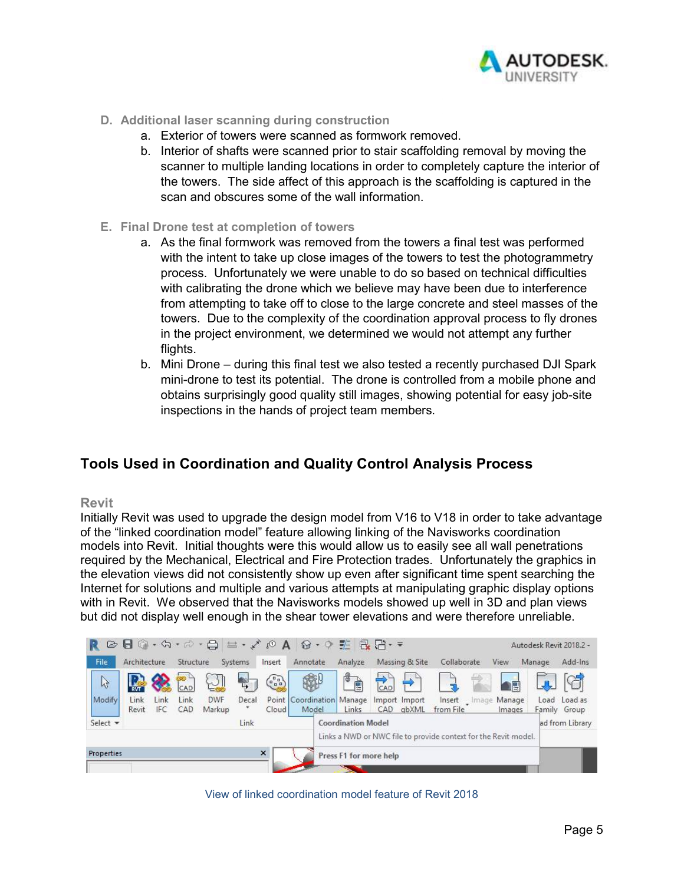### D. Additional laser scanning during construction

a. Exterior of towers were scanned as formwork removed.
b. Interior of shafts were scanned prior to stair scaffolding removal by moving the scanner to multiple landing locations in order to completely capture the interior of the towers. The side affect of this approach is the scaffolding is captured in the scan and obscures some of the wall information.

### E. Final Drone test at completion of towers

a. As the final formwork was removed from the towers a final test was performed with the intent to take up close images of the towers to test the photogrammetry process. Unfortunately we were unable to do so based on technical difficulties with calibrating the drone which we believe may have been due to interference from attempting to take off to close to the large concrete and steel masses of the towers. Due to the complexity of the coordination approval process to fly drones in the project environment, we determined we would not attempt any further flights.
b. Mini Drone – during this final test we also tested a recently purchased DJI Spark mini-drone to test its potential. The drone is controlled from a mobile phone and obtains surprisingly good quality still images, showing potential for easy job-site inspections in the hands of project team members.

## Tools Used in Coordination and Quality Control Analysis Process

### Revit

Initially Revit was used to upgrade the design model from V16 to V18 in order to take advantage of the "linked coordination model" feature allowing linking of the Navisworks coordination models into Revit. Initial thoughts were this would allow us to easily see all wall penetrations required by the Mechanical, Electrical and Fire Protection trades. Unfortunately the graphics in the elevation views did not consistently show up even after significant time spent searching the Internet for solutions and multiple and various attempts at manipulating graphic display options with in Revit. We observed that the Navisworks models showed up well in 3D and plan views but did not display well enough in the shear tower elevations and were therefore unreliable.

View of linked coordination model feature of Revit 2018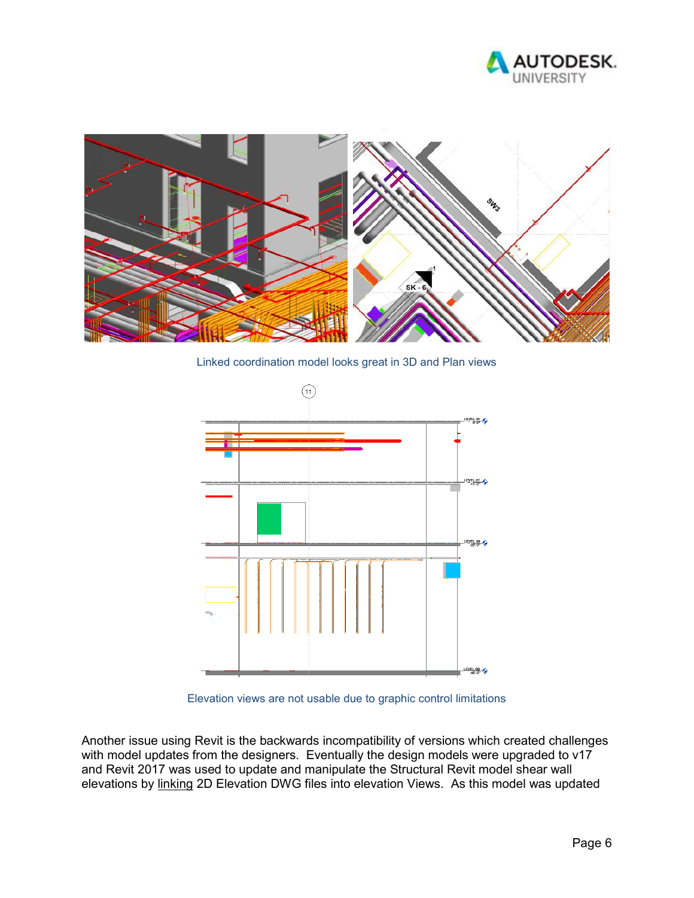Linked coordination model looks great in 3D and Plan views

Elevation views are not usable due to graphic control limitations

Another issue using Revit is the backwards incompatibility of versions which created challenges with model updates from the designers. Eventually the design models were upgraded to v17 and Revit 2017 was used to update and manipulate the Structural Revit model shear wall elevations by linking 2D Elevation DWG files into elevation Views. As this model was updated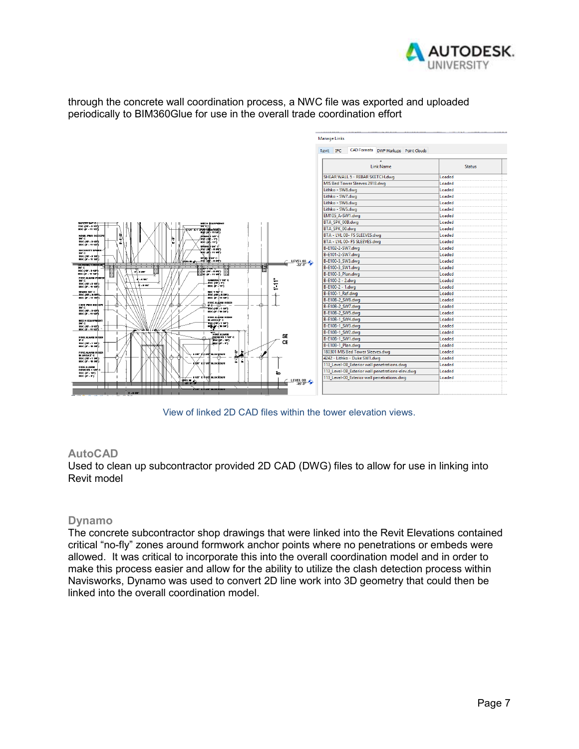through the concrete wall coordination process, a NWC file was exported and uploaded periodically to BIM360Glue for use in the overall trade coordination effort

View of linked 2D CAD files within the tower elevation views.

### AutoCAD

Used to clean up subcontractor provided 2D CAD (DWG) files to allow for use in linking into Revit model

### Dynamo

The concrete subcontractor shop drawings that were linked into the Revit Elevations contained critical "no-fly" zones around formwork anchor points where no penetrations or embeds were allowed. It was critical to incorporate this into the overall coordination model and in order to make this process easier and allow for the ability to utilize the clash detection process within Navisworks, Dynamo was used to convert 2D line work into 3D geometry that could then be linked into the overall coordination model.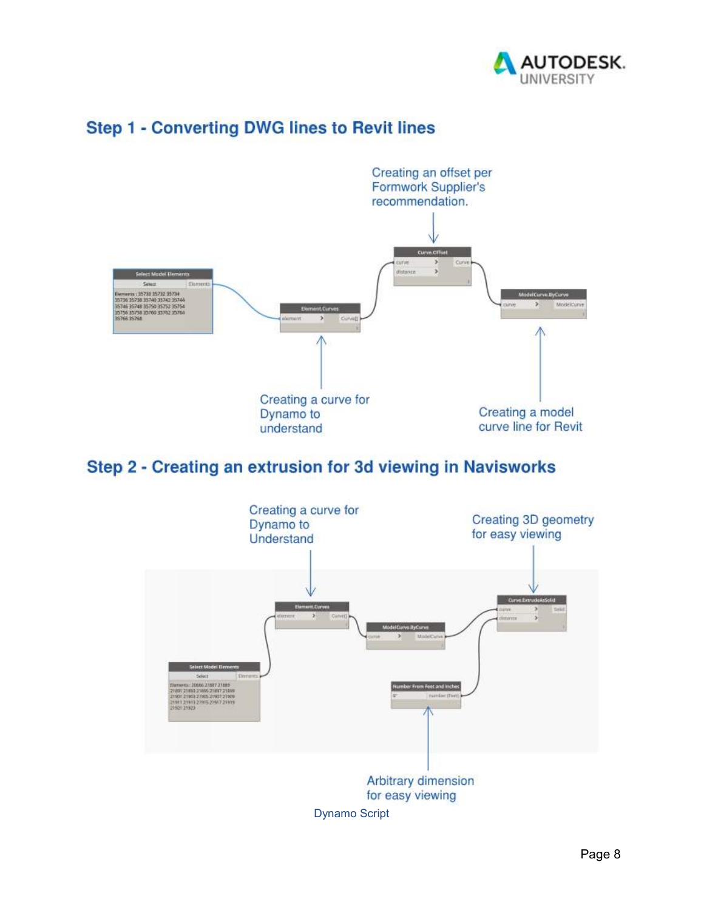## Step 1 - Converting DWG lines to Revit lines

Creating an offset per Formwork Supplier's recommendation.

Creating a curve for Dynamo to understand

Creating a model curve line for Revit

## Step 2 - Creating an extrusion for 3d viewing in Navisworks

Creating a curve for Dynamo to Understand

Creating 3D geometry for easy viewing

Arbitrary dimension for easy viewing

Dynamo Script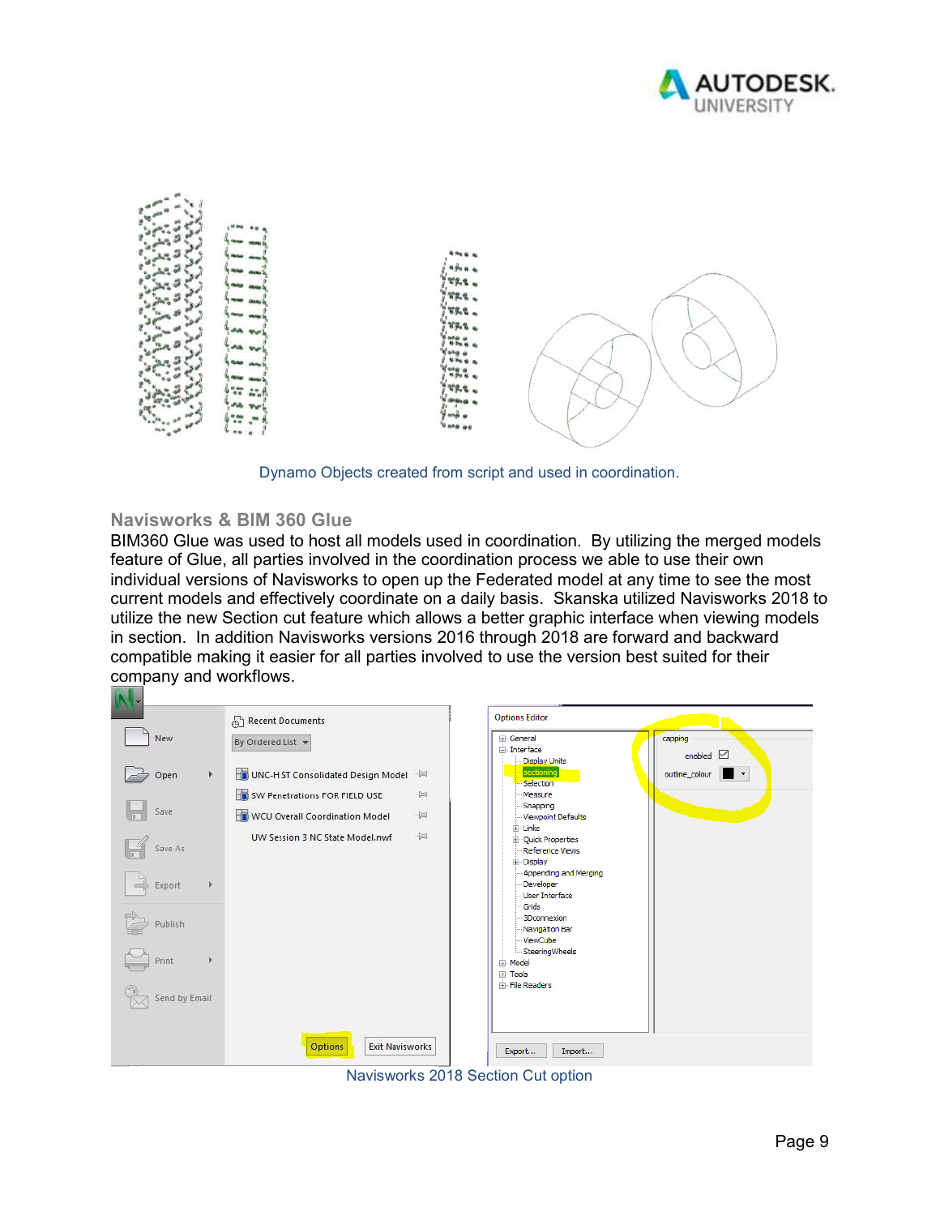Dynamo Objects created from script and used in coordination.

## Navisworks & BIM 360 Glue

BIM360 Glue was used to host all models used in coordination. By utilizing the merged models feature of Glue, all parties involved in the coordination process we able to use their own individual versions of Navisworks to open up the Federated model at any time to see the most current models and effectively coordinate on a daily basis. Skanska utilized Navisworks 2018 to utilize the new Section cut feature which allows a better graphic interface when viewing models in section. In addition Navisworks versions 2016 through 2018 are forward and backward compatible making it easier for all parties involved to use the version best suited for their company and workflows.

Navisworks 2018 Section Cut option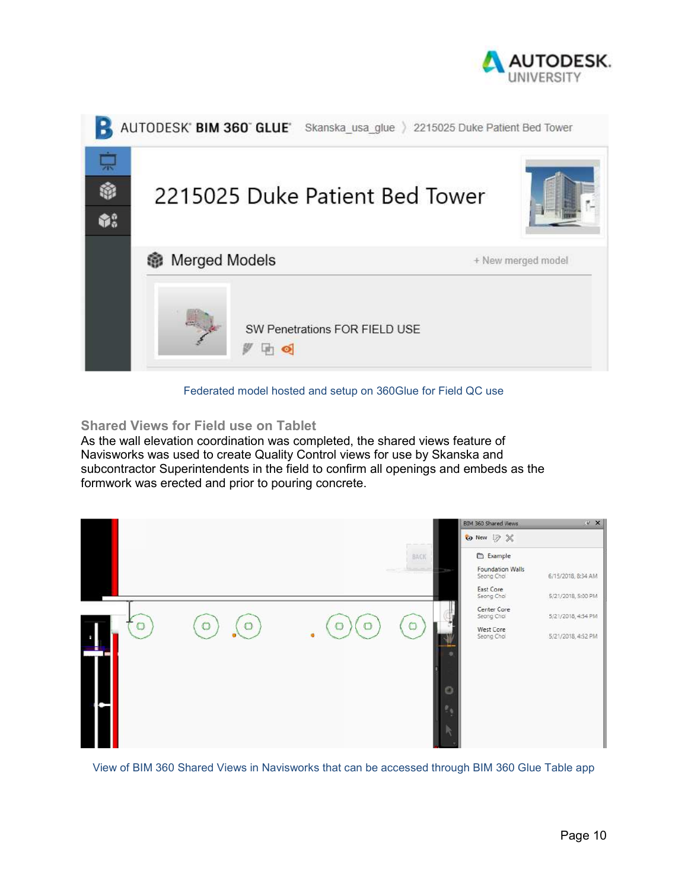Federated model hosted and setup on 360Glue for Field QC use

### Shared Views for Field use on Tablet

As the wall elevation coordination was completed, the shared views feature of Navisworks was used to create Quality Control views for use by Skanska and subcontractor Superintendents in the field to confirm all openings and embeds as the formwork was erected and prior to pouring concrete.

View of BIM 360 Shared Views in Navisworks that can be accessed through BIM 360 Glue Table app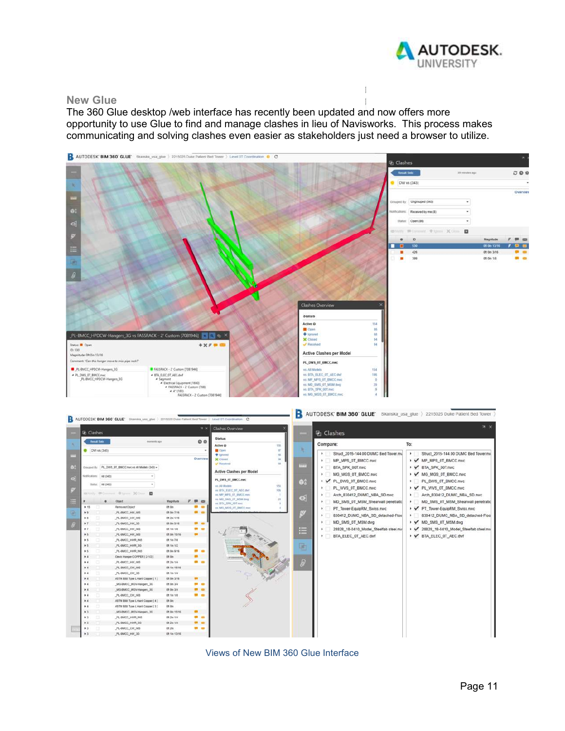## New Glue

The 360 Glue desktop /web interface has recently been updated and now offers more opportunity to use Glue to find and manage clashes in lieu of Navisworks. This process makes communicating and solving clashes even easier as stakeholders just need a browser to utilize.

Views of New BIM 360 Glue Interface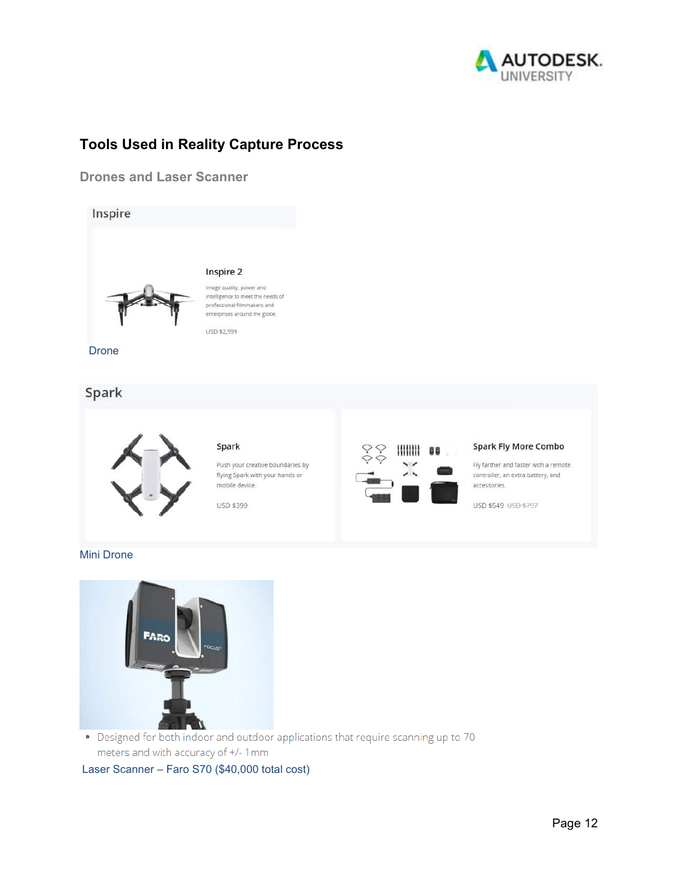## Tools Used in Reality Capture Process

### Drones and Laser Scanner

Inspire

**Inspire 2**

Image quality, power and intelligence to meet the needs of professional filmmakers and enterprises around the globe.

USD $2,999

Drone

Spark

**Spark**

Push your creative boundaries by flying Spark with your hands or mobile device.

USD $399

**Spark Fly More Combo**

Fly farther and faster with a remote controller, an extra battery, and accessories.

USD $549 ~~USD $797~~

Mini Drone

- Designed for both indoor and outdoor applications that require scanning up to 70 meters and with accuracy of +/- 1mm

Laser Scanner – Faro S70 ($40,000 total cost)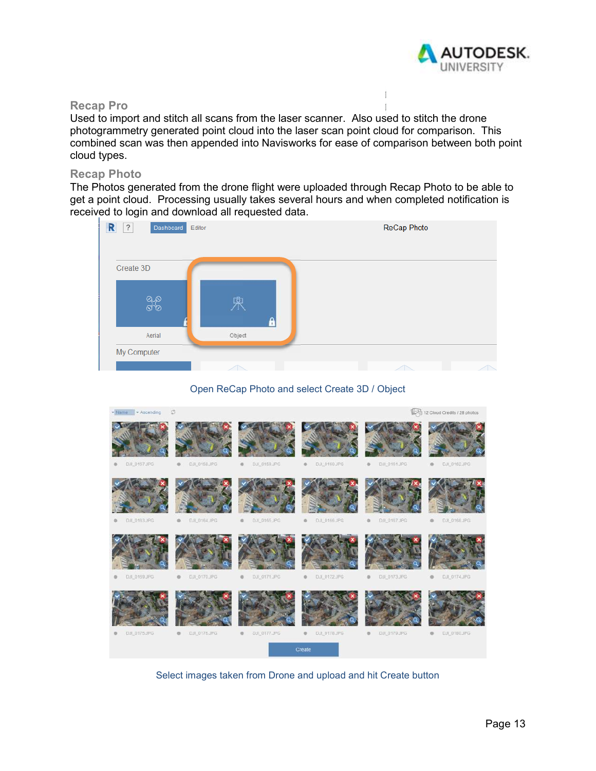## Recap Pro

Used to import and stitch all scans from the laser scanner. Also used to stitch the drone photogrammetry generated point cloud into the laser scan point cloud for comparison. This combined scan was then appended into Navisworks for ease of comparison between both point cloud types.

## Recap Photo

The Photos generated from the drone flight were uploaded through Recap Photo to be able to get a point cloud. Processing usually takes several hours and when completed notification is received to login and download all requested data.

Open ReCap Photo and select Create 3D / Object

Select images taken from Drone and upload and hit Create button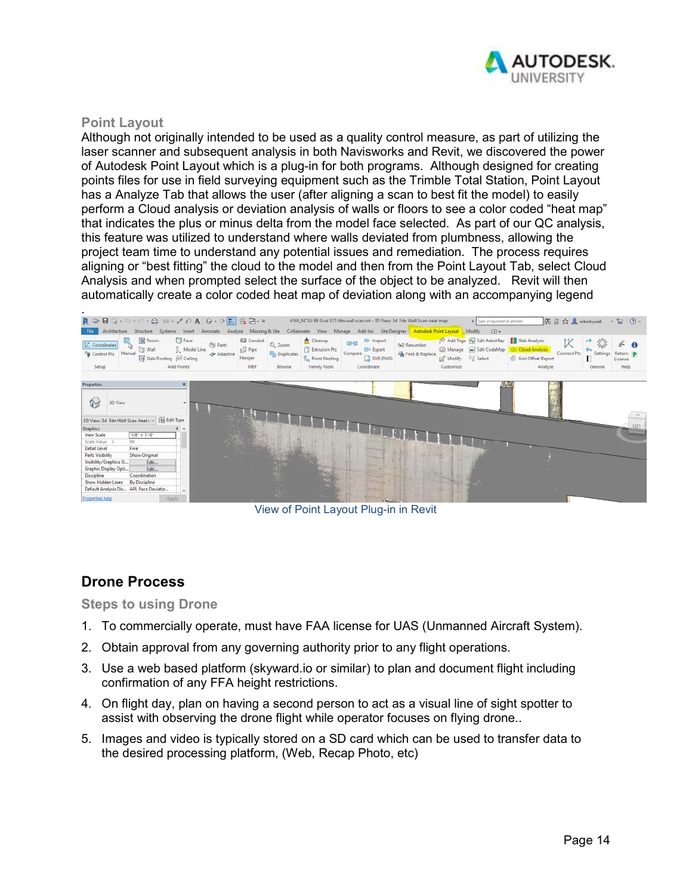### Point Layout

Although not originally intended to be used as a quality control measure, as part of utilizing the laser scanner and subsequent analysis in both Navisworks and Revit, we discovered the power of Autodesk Point Layout which is a plug-in for both programs. Although designed for creating points files for use in field surveying equipment such as the Trimble Total Station, Point Layout has a Analyze Tab that allows the user (after aligning a scan to best fit the model) to easily perform a Cloud analysis or deviation analysis of walls or floors to see a color coded "heat map" that indicates the plus or minus delta from the model face selected. As part of our QC analysis, this feature was utilized to understand where walls deviated from plumbness, allowing the project team time to understand any potential issues and remediation. The process requires aligning or "best fitting" the cloud to the model and then from the Point Layout Tab, select Cloud Analysis and when prompted select the surface of the object to be analyzed. Revit will then automatically create a color coded heat map of deviation along with an accompanying legend .

View of Point Layout Plug-in in Revit

## Drone Process

### Steps to using Drone

1. To commercially operate, must have FAA license for UAS (Unmanned Aircraft System).
2. Obtain approval from any governing authority prior to any flight operations.
3. Use a web based platform (skyward.io or similar) to plan and document flight including confirmation of any FFA height restrictions.
4. On flight day, plan on having a second person to act as a visual line of sight spotter to assist with observing the drone flight while operator focuses on flying drone..
5. Images and video is typically stored on a SD card which can be used to transfer data to the desired processing platform, (Web, Recap Photo, etc)